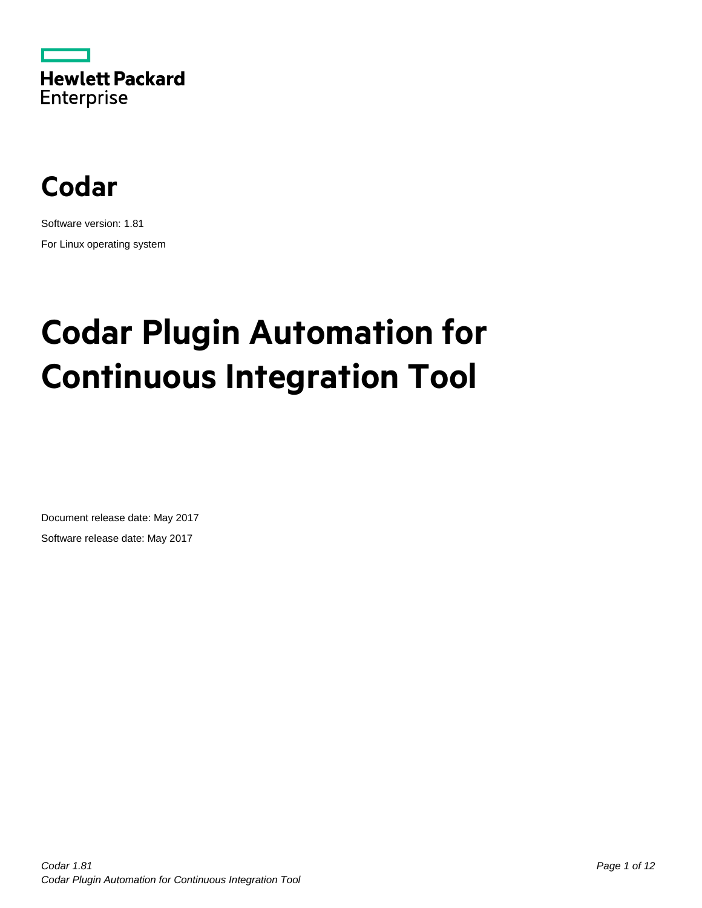Hewlett Packard Enterprise

# Codar

Software version: 1.81

For Linux operating system

# Codar Plugin Automation for Continuous Integration Tool

Document release date: May 2017

Software release date: May 2017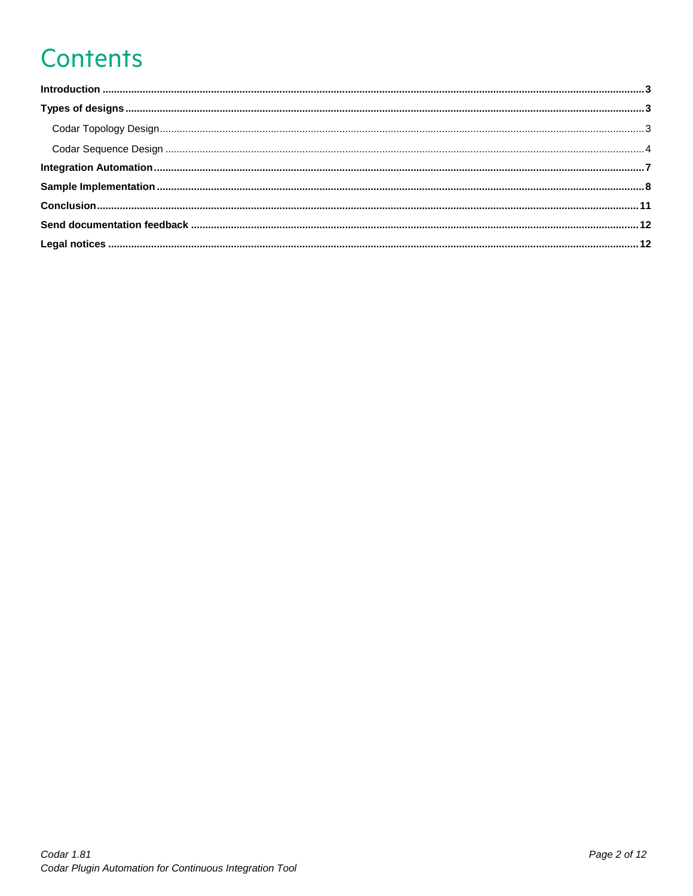# Contents

**Introduction** ........................................................................................................ **3**

**Types of designs** .................................................................................................. **3**

- Codar Topology Design ........................................................................................ 3
- Codar Sequence Design ....................................................................................... 4

**Integration Automation** ......................................................................................... **7**

**Sample Implementation** ........................................................................................ **8**

**Conclusion** ............................................................................................................. **11**

**Send documentation feedback** ............................................................................. **12**

**Legal notices** ......................................................................................................... **12**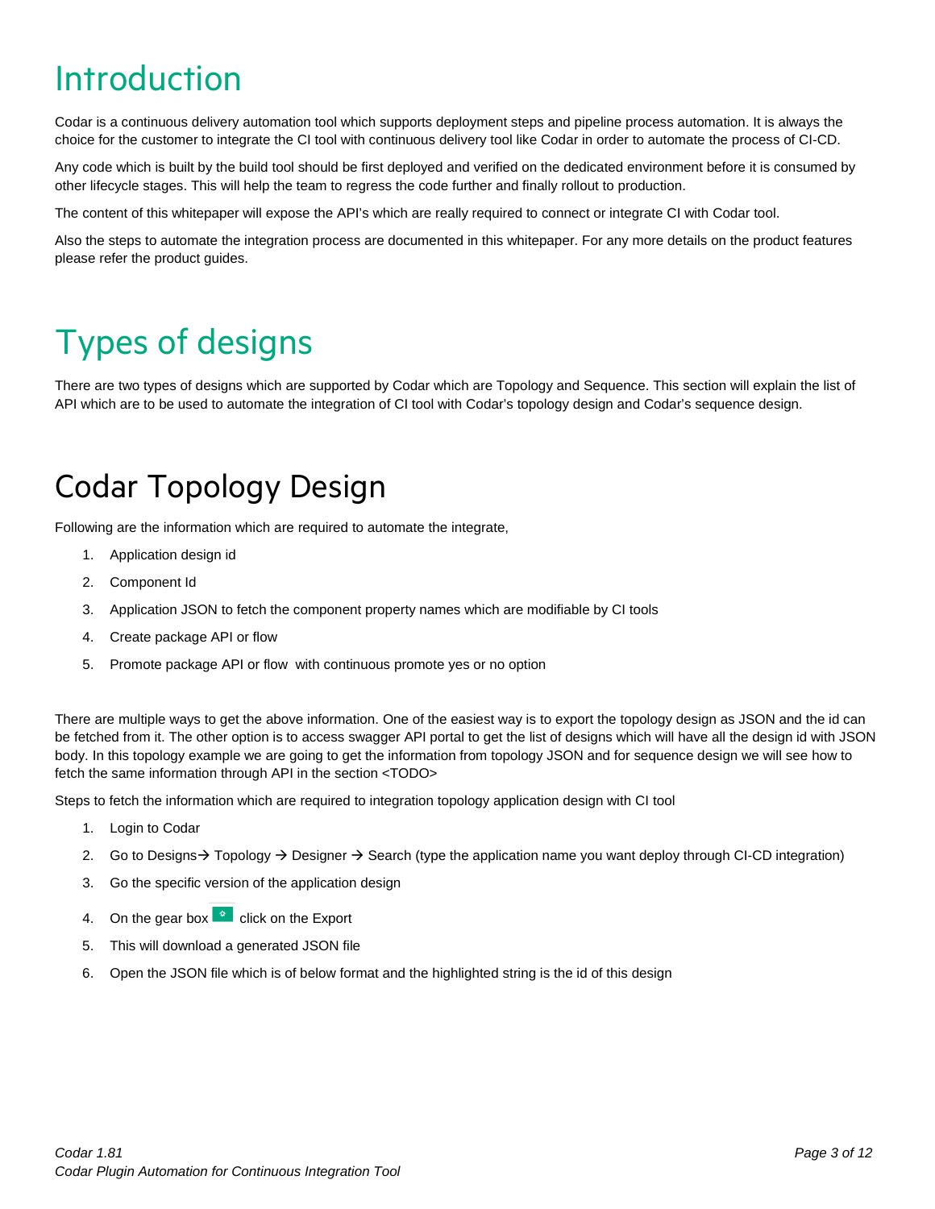# Introduction

Codar is a continuous delivery automation tool which supports deployment steps and pipeline process automation. It is always the choice for the customer to integrate the CI tool with continuous delivery tool like Codar in order to automate the process of CI-CD.

Any code which is built by the build tool should be first deployed and verified on the dedicated environment before it is consumed by other lifecycle stages. This will help the team to regress the code further and finally rollout to production.

The content of this whitepaper will expose the API's which are really required to connect or integrate CI with Codar tool.

Also the steps to automate the integration process are documented in this whitepaper. For any more details on the product features please refer the product guides.

# Types of designs

There are two types of designs which are supported by Codar which are Topology and Sequence. This section will explain the list of API which are to be used to automate the integration of CI tool with Codar's topology design and Codar's sequence design.

## Codar Topology Design

Following are the information which are required to automate the integrate,

1. Application design id
2. Component Id
3. Application JSON to fetch the component property names which are modifiable by CI tools
4. Create package API or flow
5. Promote package API or flow with continuous promote yes or no option

There are multiple ways to get the above information. One of the easiest way is to export the topology design as JSON and the id can be fetched from it. The other option is to access swagger API portal to get the list of designs which will have all the design id with JSON body. In this topology example we are going to get the information from topology JSON and for sequence design we will see how to fetch the same information through API in the section <TODO>

Steps to fetch the information which are required to integration topology application design with CI tool

1. Login to Codar
2. Go to Designs→ Topology → Designer → Search (type the application name you want deploy through CI-CD integration)
3. Go the specific version of the application design
4. On the gear box click on the Export
5. This will download a generated JSON file
6. Open the JSON file which is of below format and the highlighted string is the id of this design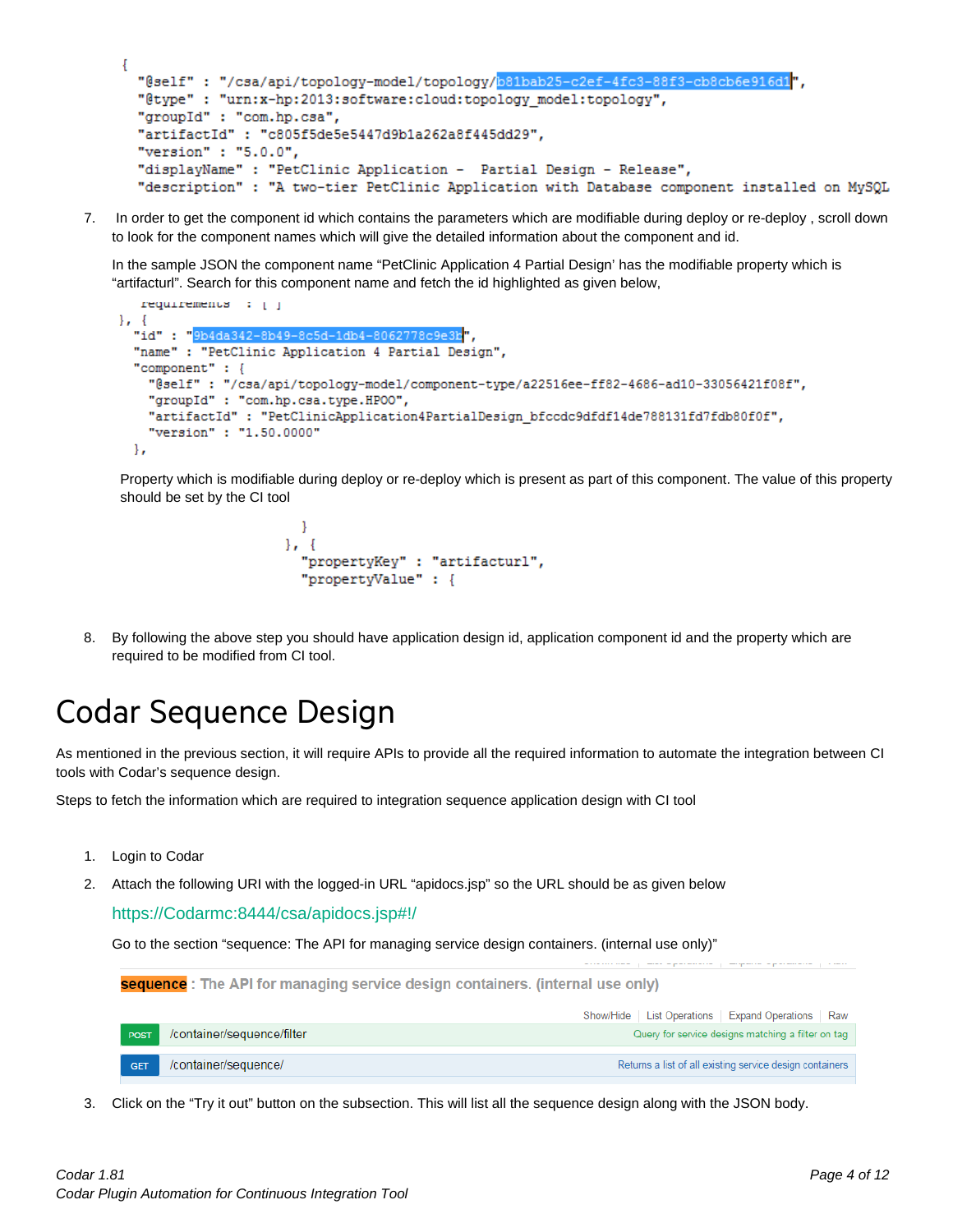```
{
  "@self" : "/csa/api/topology-model/topology/b81bab25-c2ef-4fc3-88f3-cb8cb6e916d1",
  "@type" : "urn:x-hp:2013:software:cloud:topology_model:topology",
  "groupId" : "com.hp.csa",
  "artifactId" : "c805f5de5e5447d9b1a262a8f445dd29",
  "version" : "5.0.0",
  "displayName" : "PetClinic Application -  Partial Design - Release",
  "description" : "A two-tier PetClinic Application with Database component installed on MySQL
```

7. In order to get the component id which contains the parameters which are modifiable during deploy or re-deploy , scroll down to look for the component names which will give the detailed information about the component and id.

   In the sample JSON the component name "PetClinic Application 4 Partial Design' has the modifiable property which is "artifacturl". Search for this component name and fetch the id highlighted as given below,

```
    requirements" : [ ]
}, {
  "id" : "9b4da342-8b49-8c5d-1db4-8062778c9e3b",
  "name" : "PetClinic Application 4 Partial Design",
  "component" : {
    "@self" : "/csa/api/topology-model/component-type/a22516ee-ff82-4686-ad10-33056421f08f",
    "groupId" : "com.hp.csa.type.HPOO",
    "artifactId" : "PetClinicApplication4PartialDesign_bfccdc9dfdf14de788131fd7fdb80f0f",
    "version" : "1.50.0000"
  },
```

   Property which is modifiable during deploy or re-deploy which is present as part of this component. The value of this property should be set by the CI tool

```
    }
  }, {
    "propertyKey" : "artifacturl",
    "propertyValue" : {
```

8. By following the above step you should have application design id, application component id and the property which are required to be modified from CI tool.

# Codar Sequence Design

As mentioned in the previous section, it will require APIs to provide all the required information to automate the integration between CI tools with Codar's sequence design.

Steps to fetch the information which are required to integration sequence application design with CI tool

1. Login to Codar
2. Attach the following URI with the logged-in URL "apidocs.jsp" so the URL should be as given below

   https://Codarmc:8444/csa/apidocs.jsp#!/

   Go to the section "sequence: The API for managing service design containers. (internal use only)"

   **sequence** : The API for managing service design containers. (internal use only)

   Show/Hide | List Operations | Expand Operations | Raw

   | Method | Path | Description |
   |---|---|---|
   | POST | /container/sequence/filter | Query for service designs matching a filter on tag |
   | GET | /container/sequence/ | Returns a list of all existing service design containers |

3. Click on the "Try it out" button on the subsection. This will list all the sequence design along with the JSON body.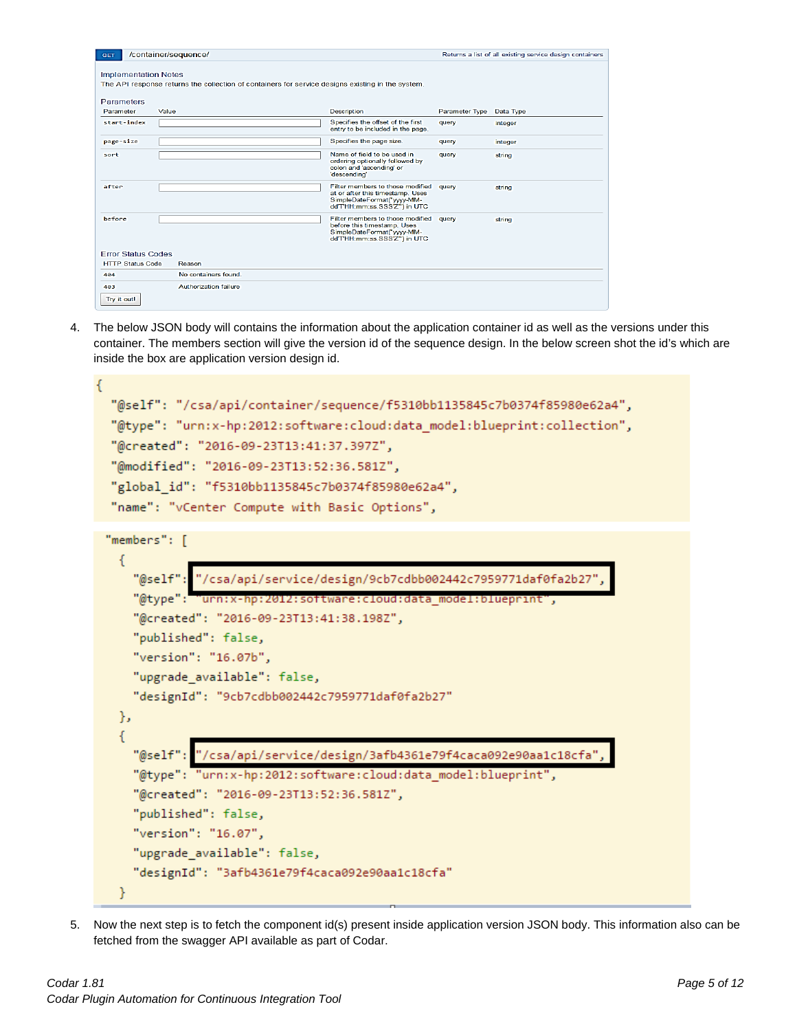GET /container/sequence/ — Returns a list of all existing service design containers

Implementation Notes

The API response returns the collection of containers for service designs existing in the system.

Parameters

| Parameter | Value | Description | Parameter Type | Data Type |
|---|---|---|---|---|
| start-index | | Specifies the offset of the first entry to be included in the page. | query | integer |
| page-size | | Specifies the page size. | query | integer |
| sort | | Name of field to be used in ordering optionally followed by colon and 'ascending' or 'descending' | query | string |
| after | | Filter members to those modified at or after this timestamp. Uses SimpleDateFormat("yyyy-MM-dd'T'HH:mm:ss.SSS'Z'") in UTC | query | string |
| before | | Filter members to those modified before this timestamp. Uses SimpleDateFormat("yyyy-MM-dd'T'HH:mm:ss.SSS'Z'") in UTC | query | string |

Error Status Codes

| HTTP Status Code | Reason |
|---|---|
| 404 | No containers found. |
| 403 | Authorization failure |

Try it out!

4. The below JSON body will contains the information about the application container id as well as the versions under this container. The members section will give the version id of the sequence design. In the below screen shot the id's which are inside the box are application version design id.

```
{
  "@self": "/csa/api/container/sequence/f5310bb1135845c7b0374f85980e62a4",
  "@type": "urn:x-hp:2012:software:cloud:data_model:blueprint:collection",
  "@created": "2016-09-23T13:41:37.397Z",
  "@modified": "2016-09-23T13:52:36.581Z",
  "global_id": "f5310bb1135845c7b0374f85980e62a4",
  "name": "vCenter Compute with Basic Options",
```

```
 "members": [
   {
     "@self": "/csa/api/service/design/9cb7cdbb002442c7959771daf0fa2b27",
     "@type": "urn:x-hp:2012:software:cloud:data_model:blueprint",
     "@created": "2016-09-23T13:41:38.198Z",
     "published": false,
     "version": "16.07b",
     "upgrade_available": false,
     "designId": "9cb7cdbb002442c7959771daf0fa2b27"
   },
   {
     "@self": "/csa/api/service/design/3afb4361e79f4caca092e90aa1c18cfa",
     "@type": "urn:x-hp:2012:software:cloud:data_model:blueprint",
     "@created": "2016-09-23T13:52:36.581Z",
     "published": false,
     "version": "16.07",
     "upgrade_available": false,
     "designId": "3afb4361e79f4caca092e90aa1c18cfa"
   }
```

5. Now the next step is to fetch the component id(s) present inside application version JSON body. This information also can be fetched from the swagger API available as part of Codar.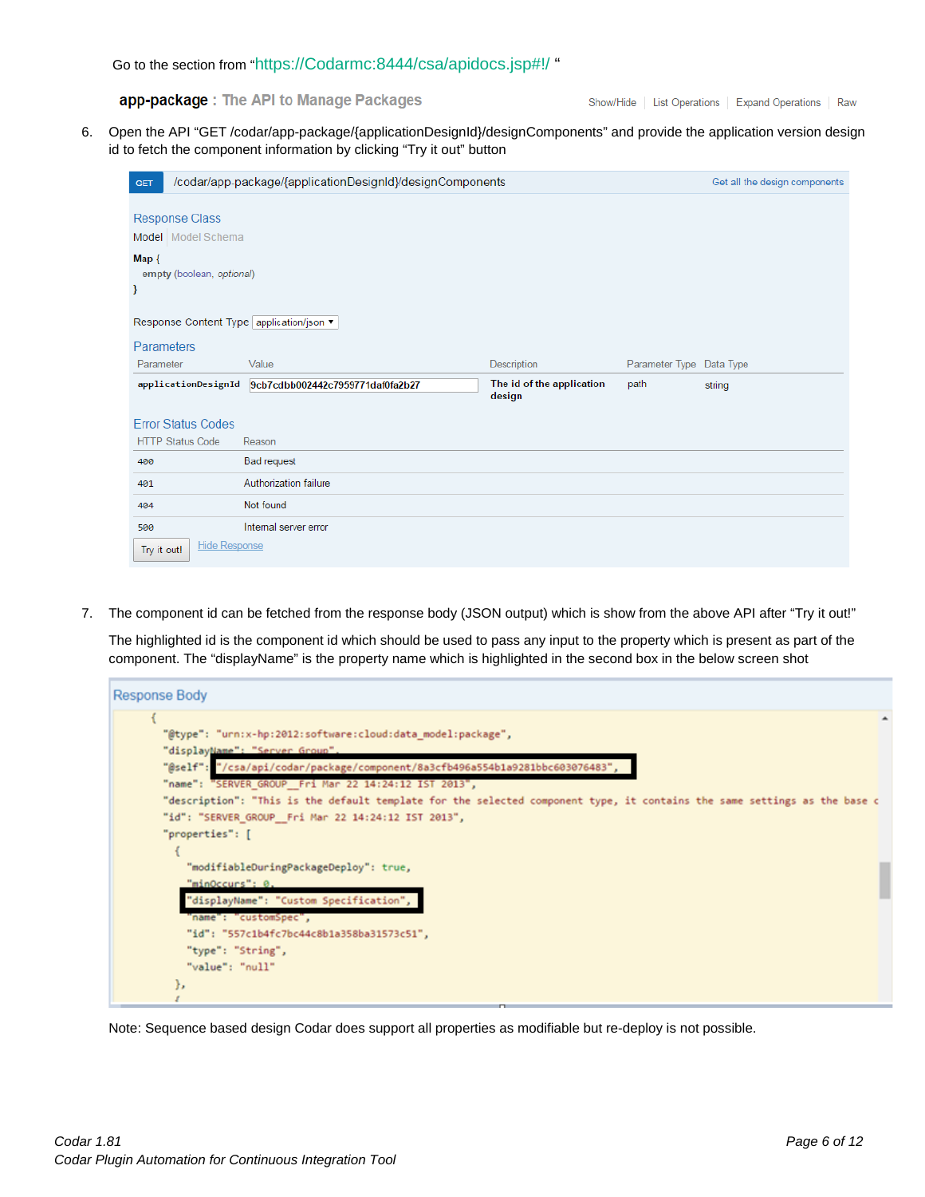Go to the section from "https://Codarmc:8444/csa/apidocs.jsp#!/ "

**app-package** : The API to Manage Packages    Show/Hide | List Operations | Expand Operations | Raw

6. Open the API "GET /codar/app-package/{applicationDesignId}/designComponents" and provide the application version design id to fetch the component information by clicking "Try it out" button

GET /codar/app-package/{applicationDesignId}/designComponents    Get all the design components

Response Class

Model | Model Schema

```
Map {
  empty (boolean, optional)
}
```

Response Content Type application/json

Parameters

| Parameter | Value | Description | Parameter Type | Data Type |
|---|---|---|---|---|
| applicationDesignId | 9cb7cdbb002442c7959771daf0fa2b27 | The id of the application design | path | string |

Error Status Codes

| HTTP Status Code | Reason |
|---|---|
| 400 | Bad request |
| 401 | Authorization failure |
| 404 | Not found |
| 500 | Internal server error |

Try it out! Hide Response

7. The component id can be fetched from the response body (JSON output) which is show from the above API after "Try it out!"

   The highlighted id is the component id which should be used to pass any input to the property which is present as part of the component. The "displayName" is the property name which is highlighted in the second box in the below screen shot

Response Body

```
{
  "@type": "urn:x-hp:2012:software:cloud:data_model:package",
  "displayName": "Server Group",
  "@self": "/csa/api/codar/package/component/8a3cfb496a554b1a9281bbc603076483",
  "name": "SERVER_GROUP__Fri Mar 22 14:24:12 IST 2013",
  "description": "This is the default template for the selected component type, it contains the same settings as the base c
  "id": "SERVER_GROUP__Fri Mar 22 14:24:12 IST 2013",
  "properties": [
    {
      "modifiableDuringPackageDeploy": true,
      "minOccurs": 0,
      "displayName": "Custom Specification",
      "name": "customSpec",
      "id": "557c1b4fc7bc44c8b1a358ba31573c51",
      "type": "String",
      "value": "null"
    },
    {
```

Note: Sequence based design Codar does support all properties as modifiable but re-deploy is not possible.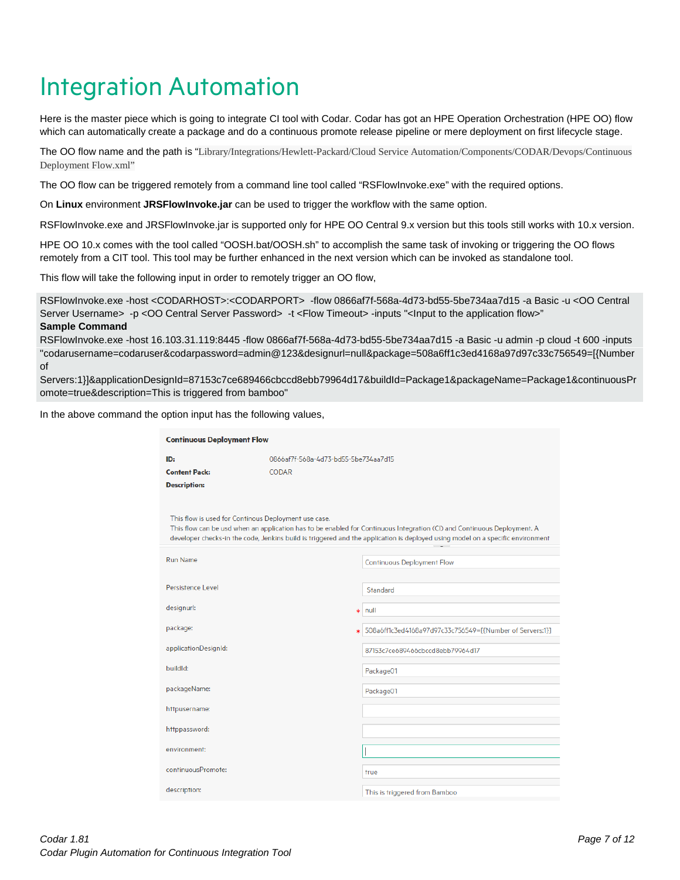# Integration Automation

Here is the master piece which is going to integrate CI tool with Codar. Codar has got an HPE Operation Orchestration (HPE OO) flow which can automatically create a package and do a continuous promote release pipeline or mere deployment on first lifecycle stage.

The OO flow name and the path is "Library/Integrations/Hewlett-Packard/Cloud Service Automation/Components/CODAR/Devops/Continuous Deployment Flow.xml"

The OO flow can be triggered remotely from a command line tool called "RSFlowInvoke.exe" with the required options.

On **Linux** environment **JRSFlowInvoke.jar** can be used to trigger the workflow with the same option.

RSFlowInvoke.exe and JRSFlowInvoke.jar is supported only for HPE OO Central 9.x version but this tools still works with 10.x version.

HPE OO 10.x comes with the tool called "OOSH.bat/OOSH.sh" to accomplish the same task of invoking or triggering the OO flows remotely from a CIT tool. This tool may be further enhanced in the next version which can be invoked as standalone tool.

This flow will take the following input in order to remotely trigger an OO flow,

```
RSFlowInvoke.exe -host <CODARHOST>:<CODARPORT>  -flow 0866af7f-568a-4d73-bd55-5be734aa7d15 -a Basic -u <OO Central Server Username>  -p <OO Central Server Password>  -t <Flow Timeout> -inputs "<Input to the application flow>"
```

**Sample Command**

```
RSFlowInvoke.exe -host 16.103.31.119:8445 -flow 0866af7f-568a-4d73-bd55-5be734aa7d15 -a Basic -u admin -p cloud -t 600 -inputs "codarusername=codaruser&codarpassword=admin@123&designurl=null&package=508a6ff1c3ed4168a97d97c33c756549=[{Number of Servers:1}]&applicationDesignId=87153c7ce689466cbccd8ebb79964d17&buildId=Package1&packageName=Package1&continuousPromote=true&description=This is triggered from bamboo"
```

In the above command the option input has the following values,

**Continuous Deployment Flow**

**ID:** 0866af7f-568a-4d73-bd55-5be734aa7d15
**Content Pack:** CODAR
**Description:**

This flow is used for Continous Deployment use case.
This flow can be usd when an application has to be enabled for Continuous Integration (CI) and Continuous Deployment. A developer checks-in the code, Jenkins build is triggered and the application is deployed using model on a specific environment

| Field | Value |
| --- | --- |
| Run Name | Continuous Deployment Flow |
| Persistence Level | Standard |
| designurl: * | null |
| package: * | 508a6ff1c3ed4168a97d97c33c756549=[{Number of Servers:1}] |
| applicationDesignId: | 87153c7ce689466cbccd8ebb79964d17 |
| buildId: | Package01 |
| packageName: | Package01 |
| httpusername: | |
| httppassword: | |
| environment: | |
| continuousPromote: | true |
| description: | This is triggered from Bamboo |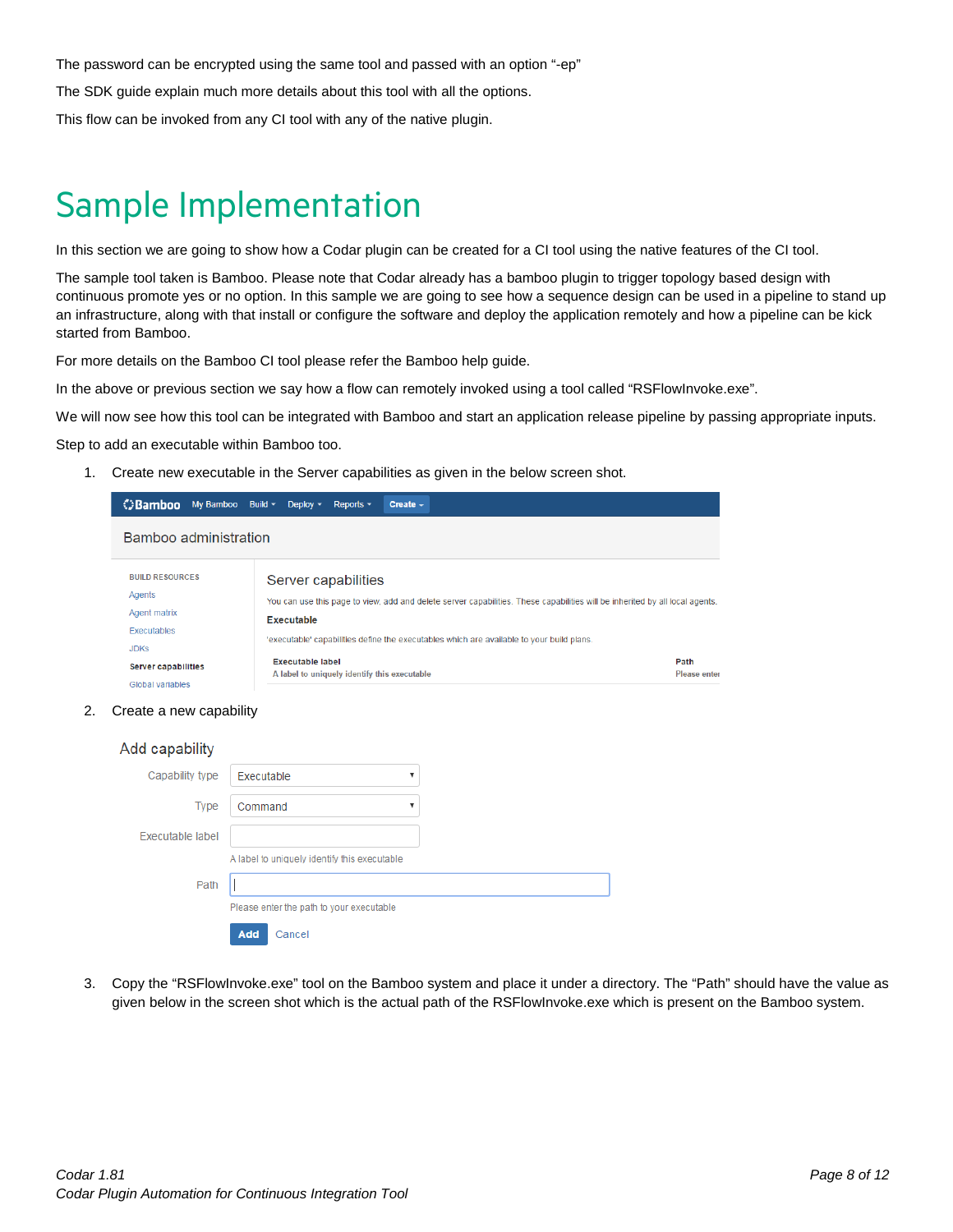The password can be encrypted using the same tool and passed with an option "-ep"

The SDK guide explain much more details about this tool with all the options.

This flow can be invoked from any CI tool with any of the native plugin.

# Sample Implementation

In this section we are going to show how a Codar plugin can be created for a CI tool using the native features of the CI tool.

The sample tool taken is Bamboo. Please note that Codar already has a bamboo plugin to trigger topology based design with continuous promote yes or no option. In this sample we are going to see how a sequence design can be used in a pipeline to stand up an infrastructure, along with that install or configure the software and deploy the application remotely and how a pipeline can be kick started from Bamboo.

For more details on the Bamboo CI tool please refer the Bamboo help guide.

In the above or previous section we say how a flow can remotely invoked using a tool called "RSFlowInvoke.exe".

We will now see how this tool can be integrated with Bamboo and start an application release pipeline by passing appropriate inputs.

Step to add an executable within Bamboo too.

1. Create new executable in the Server capabilities as given in the below screen shot.

2. Create a new capability

3. Copy the "RSFlowInvoke.exe" tool on the Bamboo system and place it under a directory. The "Path" should have the value as given below in the screen shot which is the actual path of the RSFlowInvoke.exe which is present on the Bamboo system.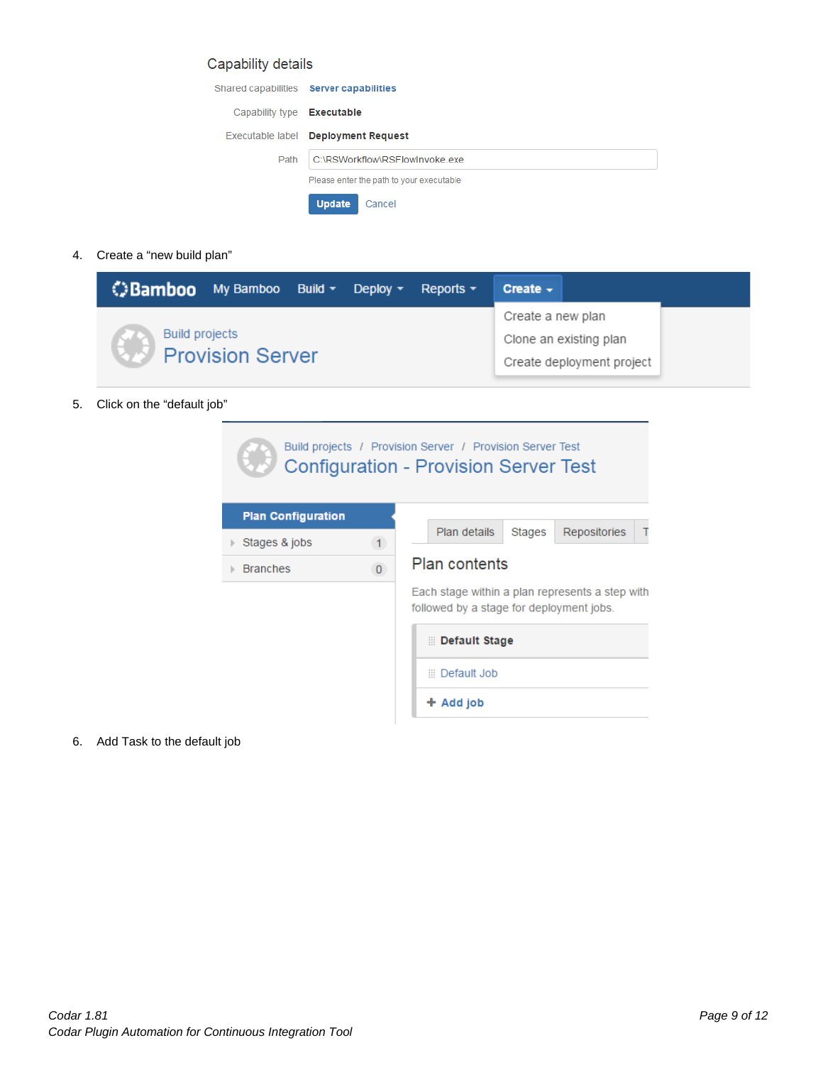Capability details

Shared capabilities **Server capabilities**

Capability type **Executable**

Executable label **Deployment Request**

Path C:\RSWorkflow\RSFlowInvoke.exe

Please enter the path to your executable

Update Cancel

4. Create a "new build plan"

Bamboo My Bamboo Build Deploy Reports **Create**

Create a new plan
Clone an existing plan
Create deployment project

Build projects
Provision Server

5. Click on the "default job"

Build projects / Provision Server / Provision Server Test
Configuration - Provision Server Test

**Plan Configuration**
Stages & jobs 1
Branches 0

Plan details | Stages | Repositories | T

Plan contents

Each stage within a plan represents a step with
followed by a stage for deployment jobs.

**Default Stage**
Default Job
**+ Add job**

6. Add Task to the default job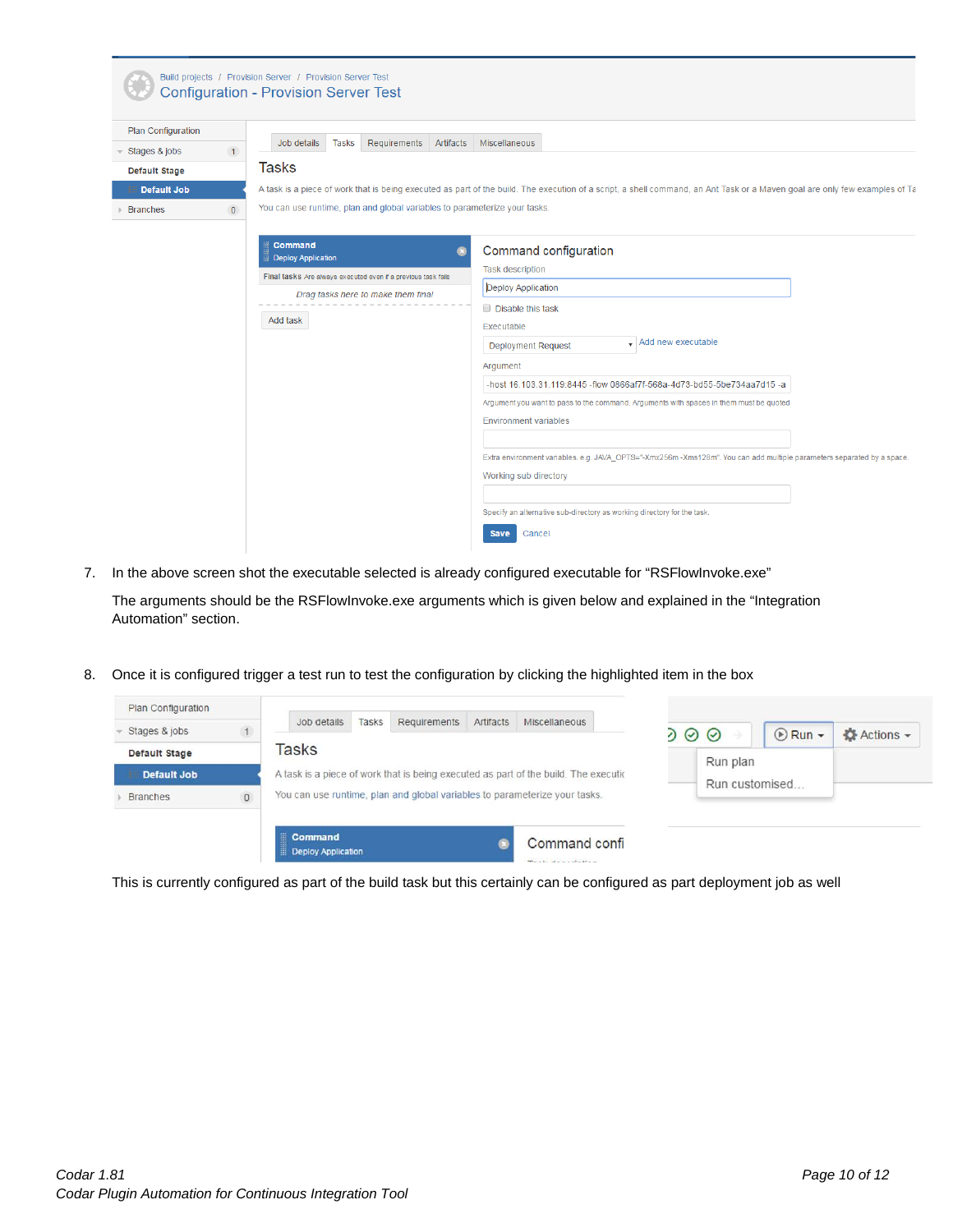7. In the above screen shot the executable selected is already configured executable for “RSFlowInvoke.exe”

   The arguments should be the RSFlowInvoke.exe arguments which is given below and explained in the “Integration Automation” section.

8. Once it is configured trigger a test run to test the configuration by clicking the highlighted item in the box

This is currently configured as part of the build task but this certainly can be configured as part deployment job as well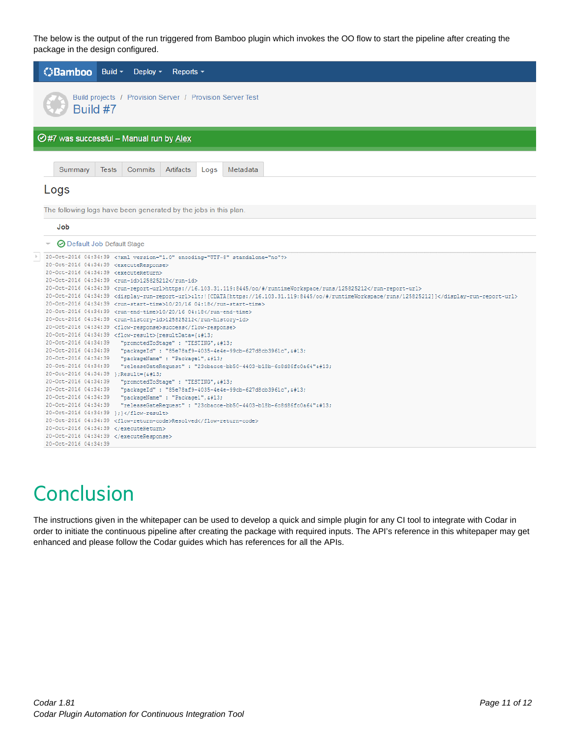The below is the output of the run triggered from Bamboo plugin which invokes the OO flow to start the pipeline after creating the package in the design configured.

Bamboo Build Deploy Reports

Build projects / Provision Server / Provision Server Test

Build #7

#7 was successful – Manual run by Alex

Summary | Tests | Commits | Artifacts | Logs | Metadata

Logs

The following logs have been generated by the jobs in this plan.

Job

Default Job Default Stage

```
20-Oct-2016 04:34:39 <?xml version="1.0" encoding="UTF-8" standalone="no"?>
20-Oct-2016 04:34:39 <executeResponse>
20-Oct-2016 04:34:39 <executeReturn>
20-Oct-2016 04:34:39 <run-id>125825212</run-id>
20-Oct-2016 04:34:39 <run-report-url>https://16.103.31.119:8445/oo/#/runtimeWorkspace/runs/125825212</run-report-url>
20-Oct-2016 04:34:39 <display-run-report-url>&lt;![CDATA[https://16.103.31.119:8445/oo/#/runtimeWorkspace/runs/125825212]]</display-run-report-url>
20-Oct-2016 04:34:39 <run-start-time>10/20/16 04:18</run-start-time>
20-Oct-2016 04:34:39 <run-end-time>10/20/16 04:18</run-end-time>
20-Oct-2016 04:34:39 <run-history-id>125825212</run-history-id>
20-Oct-2016 04:34:39 <flow-response>success</flow-response>
20-Oct-2016 04:34:39 <flow-result>{resultData={&#13;
20-Oct-2016 04:34:39   "promotedToStage" : "TESTING",&#13;
20-Oct-2016 04:34:39   "packageId" : "85e78af9-4035-4e4e-99cb-627d8cb3961c",&#13;
20-Oct-2016 04:34:39   "packageName" : "Package1",&#13;
20-Oct-2016 04:34:39   "releaseGateRequest" : "23cbacce-bb50-4403-b18b-6c8d86fc0a64"&#13;
20-Oct-2016 04:34:39 };Result={&#13;
20-Oct-2016 04:34:39   "promotedToStage" : "TESTING",&#13;
20-Oct-2016 04:34:39   "packageId" : "85e78af9-4035-4e4e-99cb-627d8cb3961c",&#13;
20-Oct-2016 04:34:39   "packageName" : "Package1",&#13;
20-Oct-2016 04:34:39   "releaseGateRequest" : "23cbacce-bb50-4403-b18b-6c8d86fc0a64"&#13;
20-Oct-2016 04:34:39 };}</flow-result>
20-Oct-2016 04:34:39 <flow-return-code>Resolved</flow-return-code>
20-Oct-2016 04:34:39 </executeReturn>
20-Oct-2016 04:34:39 </executeResponse>
20-Oct-2016 04:34:39
```

# Conclusion

The instructions given in the whitepaper can be used to develop a quick and simple plugin for any CI tool to integrate with Codar in order to initiate the continuous pipeline after creating the package with required inputs. The API's reference in this whitepaper may get enhanced and please follow the Codar guides which has references for all the APIs.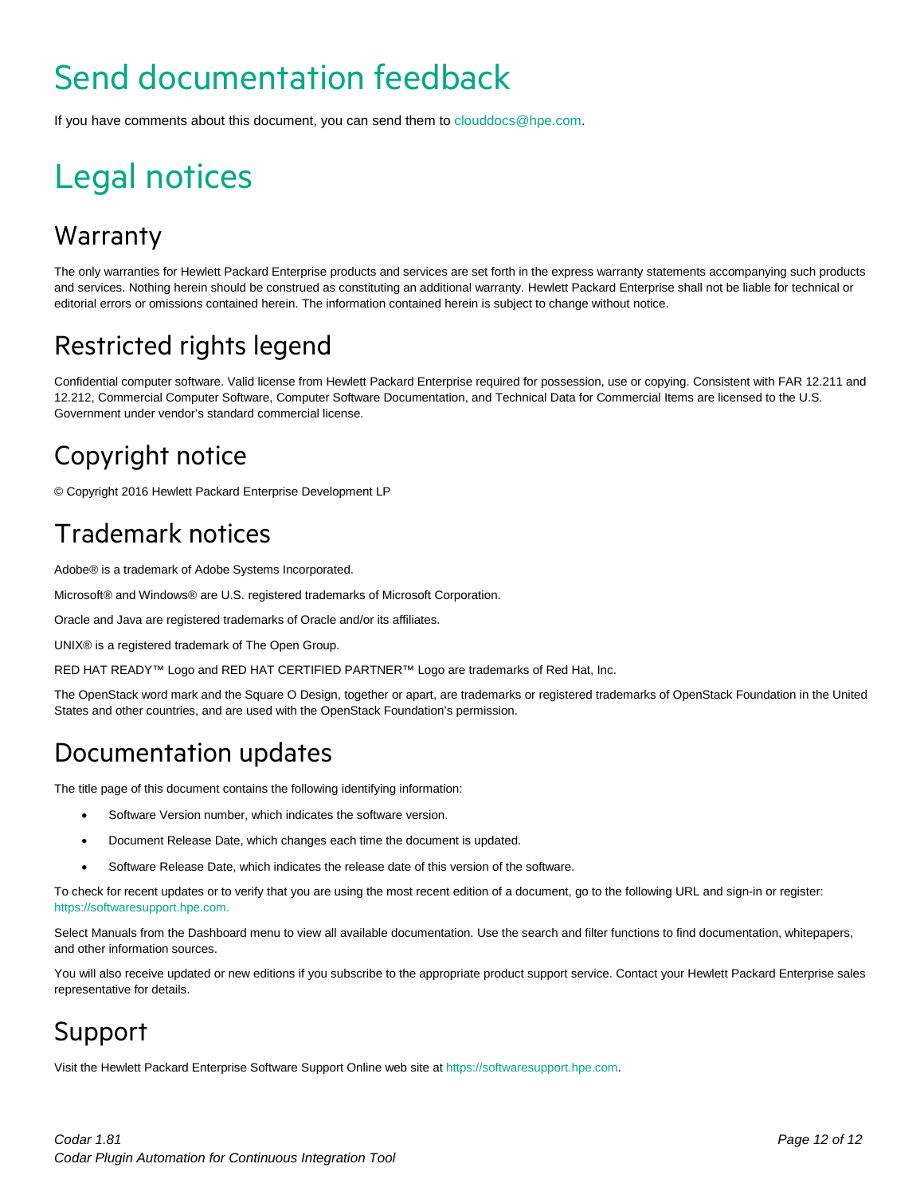# Send documentation feedback

If you have comments about this document, you can send them to clouddocs@hpe.com.

# Legal notices

## Warranty

The only warranties for Hewlett Packard Enterprise products and services are set forth in the express warranty statements accompanying such products and services. Nothing herein should be construed as constituting an additional warranty. Hewlett Packard Enterprise shall not be liable for technical or editorial errors or omissions contained herein. The information contained herein is subject to change without notice.

## Restricted rights legend

Confidential computer software. Valid license from Hewlett Packard Enterprise required for possession, use or copying. Consistent with FAR 12.211 and 12.212, Commercial Computer Software, Computer Software Documentation, and Technical Data for Commercial Items are licensed to the U.S. Government under vendor's standard commercial license.

## Copyright notice

© Copyright 2016 Hewlett Packard Enterprise Development LP

## Trademark notices

Adobe® is a trademark of Adobe Systems Incorporated.

Microsoft® and Windows® are U.S. registered trademarks of Microsoft Corporation.

Oracle and Java are registered trademarks of Oracle and/or its affiliates.

UNIX® is a registered trademark of The Open Group.

RED HAT READY™ Logo and RED HAT CERTIFIED PARTNER™ Logo are trademarks of Red Hat, Inc.

The OpenStack word mark and the Square O Design, together or apart, are trademarks or registered trademarks of OpenStack Foundation in the United States and other countries, and are used with the OpenStack Foundation's permission.

## Documentation updates

The title page of this document contains the following identifying information:

- Software Version number, which indicates the software version.
- Document Release Date, which changes each time the document is updated.
- Software Release Date, which indicates the release date of this version of the software.

To check for recent updates or to verify that you are using the most recent edition of a document, go to the following URL and sign-in or register: https://softwaresupport.hpe.com.

Select Manuals from the Dashboard menu to view all available documentation. Use the search and filter functions to find documentation, whitepapers, and other information sources.

You will also receive updated or new editions if you subscribe to the appropriate product support service. Contact your Hewlett Packard Enterprise sales representative for details.

## Support

Visit the Hewlett Packard Enterprise Software Support Online web site at https://softwaresupport.hpe.com.